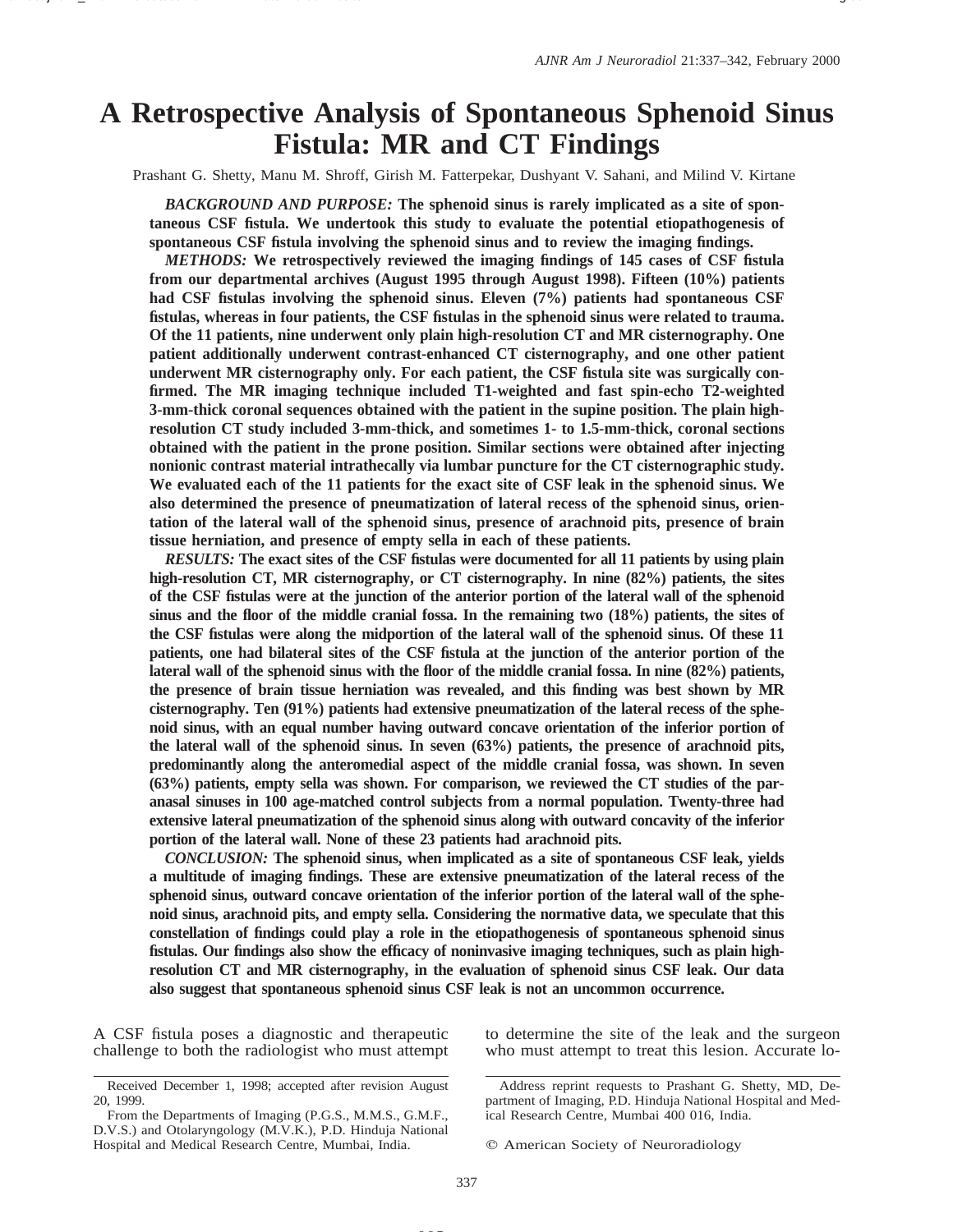# A Retrospective Analysis of Spontaneous Sphenoid Sinus Fistula: MR and CT Findings

Prashant G. Shetty, Manu M. Shroff, Girish M. Fatterpekar, Dushyant V. Sahani, and Milind V. Kirtane

***BACKGROUND AND PURPOSE:*** **The sphenoid sinus is rarely implicated as a site of spontaneous CSF fistula. We undertook this study to evaluate the potential etiopathogenesis of spontaneous CSF fistula involving the sphenoid sinus and to review the imaging findings.**

***METHODS:*** **We retrospectively reviewed the imaging findings of 145 cases of CSF fistula from our departmental archives (August 1995 through August 1998). Fifteen (10%) patients had CSF fistulas involving the sphenoid sinus. Eleven (7%) patients had spontaneous CSF fistulas, whereas in four patients, the CSF fistulas in the sphenoid sinus were related to trauma. Of the 11 patients, nine underwent only plain high-resolution CT and MR cisternography. One patient additionally underwent contrast-enhanced CT cisternography, and one other patient underwent MR cisternography only. For each patient, the CSF fistula site was surgically confirmed. The MR imaging technique included T1-weighted and fast spin-echo T2-weighted 3-mm-thick coronal sequences obtained with the patient in the supine position. The plain high-resolution CT study included 3-mm-thick, and sometimes 1- to 1.5-mm-thick, coronal sections obtained with the patient in the prone position. Similar sections were obtained after injecting nonionic contrast material intrathecally via lumbar puncture for the CT cisternographic study. We evaluated each of the 11 patients for the exact site of CSF leak in the sphenoid sinus. We also determined the presence of pneumatization of lateral recess of the sphenoid sinus, orientation of the lateral wall of the sphenoid sinus, presence of arachnoid pits, presence of brain tissue herniation, and presence of empty sella in each of these patients.**

***RESULTS:*** **The exact sites of the CSF fistulas were documented for all 11 patients by using plain high-resolution CT, MR cisternography, or CT cisternography. In nine (82%) patients, the sites of the CSF fistulas were at the junction of the anterior portion of the lateral wall of the sphenoid sinus and the floor of the middle cranial fossa. In the remaining two (18%) patients, the sites of the CSF fistulas were along the midportion of the lateral wall of the sphenoid sinus. Of these 11 patients, one had bilateral sites of the CSF fistula at the junction of the anterior portion of the lateral wall of the sphenoid sinus with the floor of the middle cranial fossa. In nine (82%) patients, the presence of brain tissue herniation was revealed, and this finding was best shown by MR cisternography. Ten (91%) patients had extensive pneumatization of the lateral recess of the sphenoid sinus, with an equal number having outward concave orientation of the inferior portion of the lateral wall of the sphenoid sinus. In seven (63%) patients, the presence of arachnoid pits, predominantly along the anteromedial aspect of the middle cranial fossa, was shown. In seven (63%) patients, empty sella was shown. For comparison, we reviewed the CT studies of the paranasal sinuses in 100 age-matched control subjects from a normal population. Twenty-three had extensive lateral pneumatization of the sphenoid sinus along with outward concavity of the inferior portion of the lateral wall. None of these 23 patients had arachnoid pits.**

***CONCLUSION:*** **The sphenoid sinus, when implicated as a site of spontaneous CSF leak, yields a multitude of imaging findings. These are extensive pneumatization of the lateral recess of the sphenoid sinus, outward concave orientation of the inferior portion of the lateral wall of the sphenoid sinus, arachnoid pits, and empty sella. Considering the normative data, we speculate that this constellation of findings could play a role in the etiopathogenesis of spontaneous sphenoid sinus fistulas. Our findings also show the efficacy of noninvasive imaging techniques, such as plain high-resolution CT and MR cisternography, in the evaluation of sphenoid sinus CSF leak. Our data also suggest that spontaneous sphenoid sinus CSF leak is not an uncommon occurrence.**

A CSF fistula poses a diagnostic and therapeutic challenge to both the radiologist who must attempt to determine the site of the leak and the surgeon who must attempt to treat this lesion. Accurate lo-

Received December 1, 1998; accepted after revision August 20, 1999.

From the Departments of Imaging (P.G.S., M.M.S., G.M.F., D.V.S.) and Otolaryngology (M.V.K.), P.D. Hinduja National Hospital and Medical Research Centre, Mumbai, India.

Address reprint requests to Prashant G. Shetty, MD, Department of Imaging, P.D. Hinduja National Hospital and Medical Research Centre, Mumbai 400 016, India.

© American Society of Neuroradiology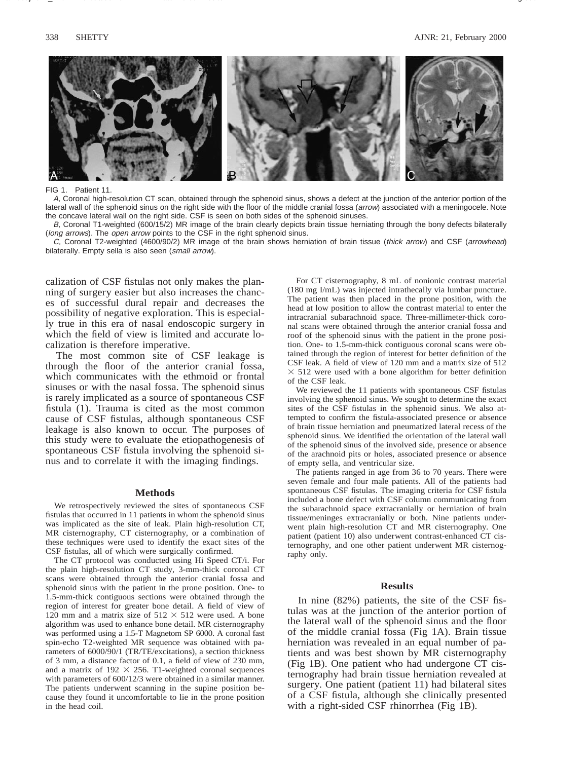FIG 1. Patient 11.

*A,* Coronal high-resolution CT scan, obtained through the sphenoid sinus, shows a defect at the junction of the anterior portion of the lateral wall of the sphenoid sinus on the right side with the floor of the middle cranial fossa (*arrow*) associated with a meningocele. Note the concave lateral wall on the right side. CSF is seen on both sides of the sphenoid sinuses.

*B,* Coronal T1-weighted (600/15/2) MR image of the brain clearly depicts brain tissue herniating through the bony defects bilaterally (*long arrows*). The *open arrow* points to the CSF in the right sphenoid sinus.

*C,* Coronal T2-weighted (4600/90/2) MR image of the brain shows herniation of brain tissue (*thick arrow*) and CSF (*arrowhead*) bilaterally. Empty sella is also seen (*small arrow*).

calization of CSF fistulas not only makes the planning of surgery easier but also increases the chances of successful dural repair and decreases the possibility of negative exploration. This is especially true in this era of nasal endoscopic surgery in which the field of view is limited and accurate localization is therefore imperative.

The most common site of CSF leakage is through the floor of the anterior cranial fossa, which communicates with the ethmoid or frontal sinuses or with the nasal fossa. The sphenoid sinus is rarely implicated as a source of spontaneous CSF fistula (1). Trauma is cited as the most common cause of CSF fistulas, although spontaneous CSF leakage is also known to occur. The purposes of this study were to evaluate the etiopathogenesis of spontaneous CSF fistula involving the sphenoid sinus and to correlate it with the imaging findings.

## Methods

We retrospectively reviewed the sites of spontaneous CSF fistulas that occurred in 11 patients in whom the sphenoid sinus was implicated as the site of leak. Plain high-resolution CT, MR cisternography, CT cisternography, or a combination of these techniques were used to identify the exact sites of the CSF fistulas, all of which were surgically confirmed.

The CT protocol was conducted using Hi Speed CT/i. For the plain high-resolution CT study, 3-mm-thick coronal CT scans were obtained through the anterior cranial fossa and sphenoid sinus with the patient in the prone position. One- to 1.5-mm-thick contiguous sections were obtained through the region of interest for greater bone detail. A field of view of 120 mm and a matrix size of 512 × 512 were used. A bone algorithm was used to enhance bone detail. MR cisternography was performed using a 1.5-T Magnetom SP 6000. A coronal fast spin-echo T2-weighted MR sequence was obtained with parameters of 6000/90/1 (TR/TE/excitations), a section thickness of 3 mm, a distance factor of 0.1, a field of view of 230 mm, and a matrix of 192 × 256. T1-weighted coronal sequences with parameters of 600/12/3 were obtained in a similar manner. The patients underwent scanning in the supine position because they found it uncomfortable to lie in the prone position in the head coil.

For CT cisternography, 8 mL of nonionic contrast material (180 mg I/mL) was injected intrathecally via lumbar puncture. The patient was then placed in the prone position, with the head at low position to allow the contrast material to enter the intracranial subarachnoid space. Three-millimeter-thick coronal scans were obtained through the anterior cranial fossa and roof of the sphenoid sinus with the patient in the prone position. One- to 1.5-mm-thick contiguous coronal scans were obtained through the region of interest for better definition of the CSF leak. A field of view of 120 mm and a matrix size of 512 × 512 were used with a bone algorithm for better definition of the CSF leak.

We reviewed the 11 patients with spontaneous CSF fistulas involving the sphenoid sinus. We sought to determine the exact sites of the CSF fistulas in the sphenoid sinus. We also attempted to confirm the fistula-associated presence or absence of brain tissue herniation and pneumatized lateral recess of the sphenoid sinus. We identified the orientation of the lateral wall of the sphenoid sinus of the involved side, presence or absence of the arachnoid pits or holes, associated presence or absence of empty sella, and ventricular size.

The patients ranged in age from 36 to 70 years. There were seven female and four male patients. All of the patients had spontaneous CSF fistulas. The imaging criteria for CSF fistula included a bone defect with CSF column communicating from the subarachnoid space extracranially or herniation of brain tissue/meninges extracranially or both. Nine patients underwent plain high-resolution CT and MR cisternography. One patient (patient 10) also underwent contrast-enhanced CT cisternography, and one other patient underwent MR cisternography only.

## Results

In nine (82%) patients, the site of the CSF fistulas was at the junction of the anterior portion of the lateral wall of the sphenoid sinus and the floor of the middle cranial fossa (Fig 1A). Brain tissue herniation was revealed in an equal number of patients and was best shown by MR cisternography (Fig 1B). One patient who had undergone CT cisternography had brain tissue herniation revealed at surgery. One patient (patient 11) had bilateral sites of a CSF fistula, although she clinically presented with a right-sided CSF rhinorrhea (Fig 1B).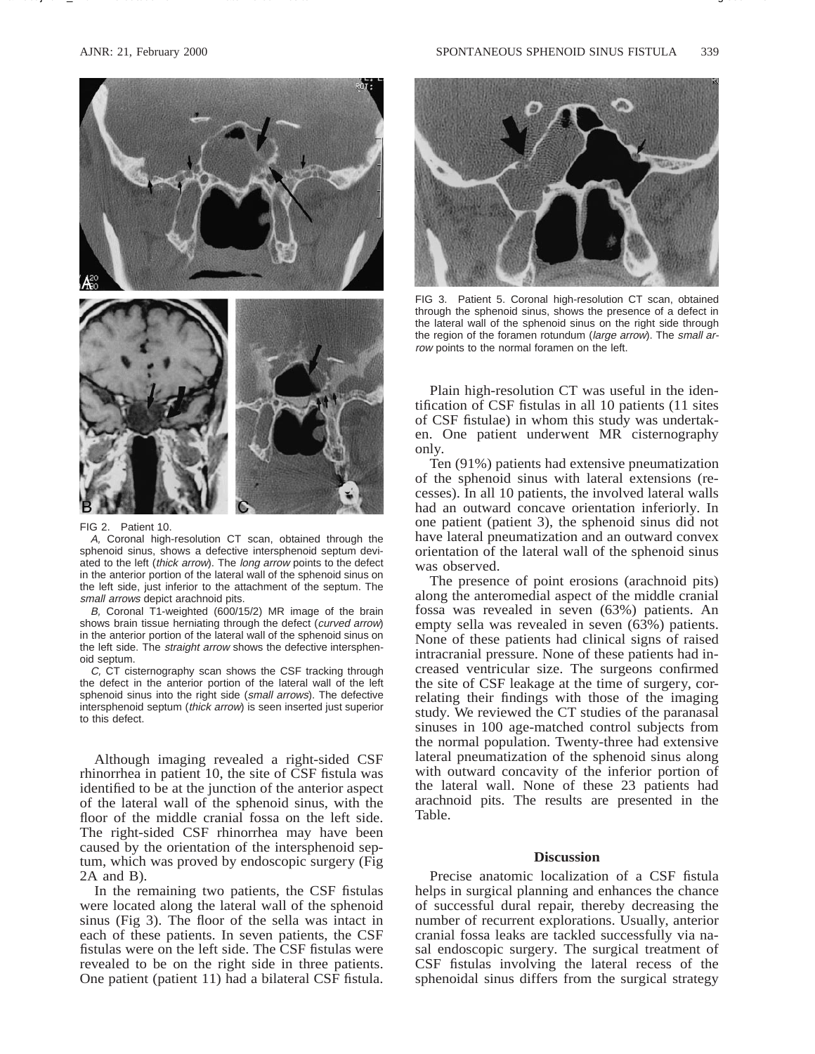FIG 2. Patient 10.

*A,* Coronal high-resolution CT scan, obtained through the sphenoid sinus, shows a defective intersphenoid septum deviated to the left (*thick arrow*). The *long arrow* points to the defect in the anterior portion of the lateral wall of the sphenoid sinus on the left side, just inferior to the attachment of the septum. The *small arrows* depict arachnoid pits.

*B,* Coronal T1-weighted (600/15/2) MR image of the brain shows brain tissue herniating through the defect (*curved arrow*) in the anterior portion of the lateral wall of the sphenoid sinus on the left side. The *straight arrow* shows the defective intersphenoid septum.

*C,* CT cisternography scan shows the CSF tracking through the defect in the anterior portion of the lateral wall of the left sphenoid sinus into the right side (*small arrows*). The defective intersphenoid septum (*thick arrow*) is seen inserted just superior to this defect.

Although imaging revealed a right-sided CSF rhinorrhea in patient 10, the site of CSF fistula was identified to be at the junction of the anterior aspect of the lateral wall of the sphenoid sinus, with the floor of the middle cranial fossa on the left side. The right-sided CSF rhinorrhea may have been caused by the orientation of the intersphenoid septum, which was proved by endoscopic surgery (Fig 2A and B).

In the remaining two patients, the CSF fistulas were located along the lateral wall of the sphenoid sinus (Fig 3). The floor of the sella was intact in each of these patients. In seven patients, the CSF fistulas were on the left side. The CSF fistulas were revealed to be on the right side in three patients. One patient (patient 11) had a bilateral CSF fistula.

FIG 3. Patient 5. Coronal high-resolution CT scan, obtained through the sphenoid sinus, shows the presence of a defect in the lateral wall of the sphenoid sinus on the right side through the region of the foramen rotundum (*large arrow*). The *small arrow* points to the normal foramen on the left.

Plain high-resolution CT was useful in the identification of CSF fistulas in all 10 patients (11 sites of CSF fistulae) in whom this study was undertaken. One patient underwent MR cisternography only.

Ten (91%) patients had extensive pneumatization of the sphenoid sinus with lateral extensions (recesses). In all 10 patients, the involved lateral walls had an outward concave orientation inferiorly. In one patient (patient 3), the sphenoid sinus did not have lateral pneumatization and an outward convex orientation of the lateral wall of the sphenoid sinus was observed.

The presence of point erosions (arachnoid pits) along the anteromedial aspect of the middle cranial fossa was revealed in seven (63%) patients. An empty sella was revealed in seven (63%) patients. None of these patients had clinical signs of raised intracranial pressure. None of these patients had increased ventricular size. The surgeons confirmed the site of CSF leakage at the time of surgery, correlating their findings with those of the imaging study. We reviewed the CT studies of the paranasal sinuses in 100 age-matched control subjects from the normal population. Twenty-three had extensive lateral pneumatization of the sphenoid sinus along with outward concavity of the inferior portion of the lateral wall. None of these 23 patients had arachnoid pits. The results are presented in the Table.

## Discussion

Precise anatomic localization of a CSF fistula helps in surgical planning and enhances the chance of successful dural repair, thereby decreasing the number of recurrent explorations. Usually, anterior cranial fossa leaks are tackled successfully via nasal endoscopic surgery. The surgical treatment of CSF fistulas involving the lateral recess of the sphenoidal sinus differs from the surgical strategy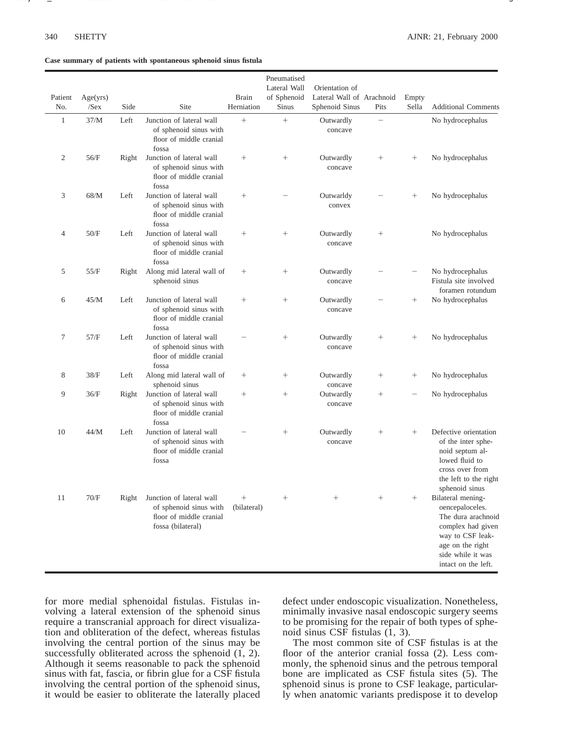**Case summary of patients with spontaneous sphenoid sinus fistula**

| Patient No. | Age(yrs) /Sex | Side | Site | Brain Herniation | Pneumatised Lateral Wall of Sphenoid Sinus | Orientation of Lateral Wall of Sphenoid Sinus | Arachnoid Pits | Empty Sella | Additional Comments |
|---|---|---|---|---|---|---|---|---|---|
| 1 | 37/M | Left | Junction of lateral wall of sphenoid sinus with floor of middle cranial fossa | + | + | Outwardly concave | − | | No hydrocephalus |
| 2 | 56/F | Right | Junction of lateral wall of sphenoid sinus with floor of middle cranial fossa | + | + | Outwardly concave | + | + | No hydrocephalus |
| 3 | 68/M | Left | Junction of lateral wall of sphenoid sinus with floor of middle cranial fossa | + | − | Outwarldy convex | − | + | No hydrocephalus |
| 4 | 50/F | Left | Junction of lateral wall of sphenoid sinus with floor of middle cranial fossa | + | + | Outwardly concave | + | | No hydrocephalus |
| 5 | 55/F | Right | Along mid lateral wall of sphenoid sinus | + | + | Outwardly concave | − | − | No hydrocephalus Fistula site involved foramen rotundum |
| 6 | 45/M | Left | Junction of lateral wall of sphenoid sinus with floor of middle cranial fossa | + | + | Outwardly concave | − | + | No hydrocephalus |
| 7 | 57/F | Left | Junction of lateral wall of sphenoid sinus with floor of middle cranial fossa | − | + | Outwardly concave | + | + | No hydrocephalus |
| 8 | 38/F | Left | Along mid lateral wall of sphenoid sinus | + | + | Outwardly concave | + | + | No hydrocephalus |
| 9 | 36/F | Right | Junction of lateral wall of sphenoid sinus with floor of middle cranial fossa | + | + | Outwardly concave | + | − | No hydrocephalus |
| 10 | 44/M | Left | Junction of lateral wall of sphenoid sinus with floor of middle cranial fossa | − | + | Outwardly concave | + | + | Defective orientation of the inter sphenoid septum allowed fluid to cross over from the left to the right sphenoid sinus |
| 11 | 70/F | Right | Junction of lateral wall of sphenoid sinus with floor of middle cranial fossa (bilateral) | + (bilateral) | + | + | + | + | Bilateral meningoencepaloceles. The dura arachnoid complex had given way to CSF leakage on the right side while it was intact on the left. |

for more medial sphenoidal fistulas. Fistulas involving a lateral extension of the sphenoid sinus require a transcranial approach for direct visualization and obliteration of the defect, whereas fistulas involving the central portion of the sinus may be successfully obliterated across the sphenoid (1, 2). Although it seems reasonable to pack the sphenoid sinus with fat, fascia, or fibrin glue for a CSF fistula involving the central portion of the sphenoid sinus, it would be easier to obliterate the laterally placed defect under endoscopic visualization. Nonetheless, minimally invasive nasal endoscopic surgery seems to be promising for the repair of both types of sphenoid sinus CSF fistulas (1, 3).

The most common site of CSF fistulas is at the floor of the anterior cranial fossa (2). Less commonly, the sphenoid sinus and the petrous temporal bone are implicated as CSF fistula sites (5). The sphenoid sinus is prone to CSF leakage, particularly when anatomic variants predispose it to develop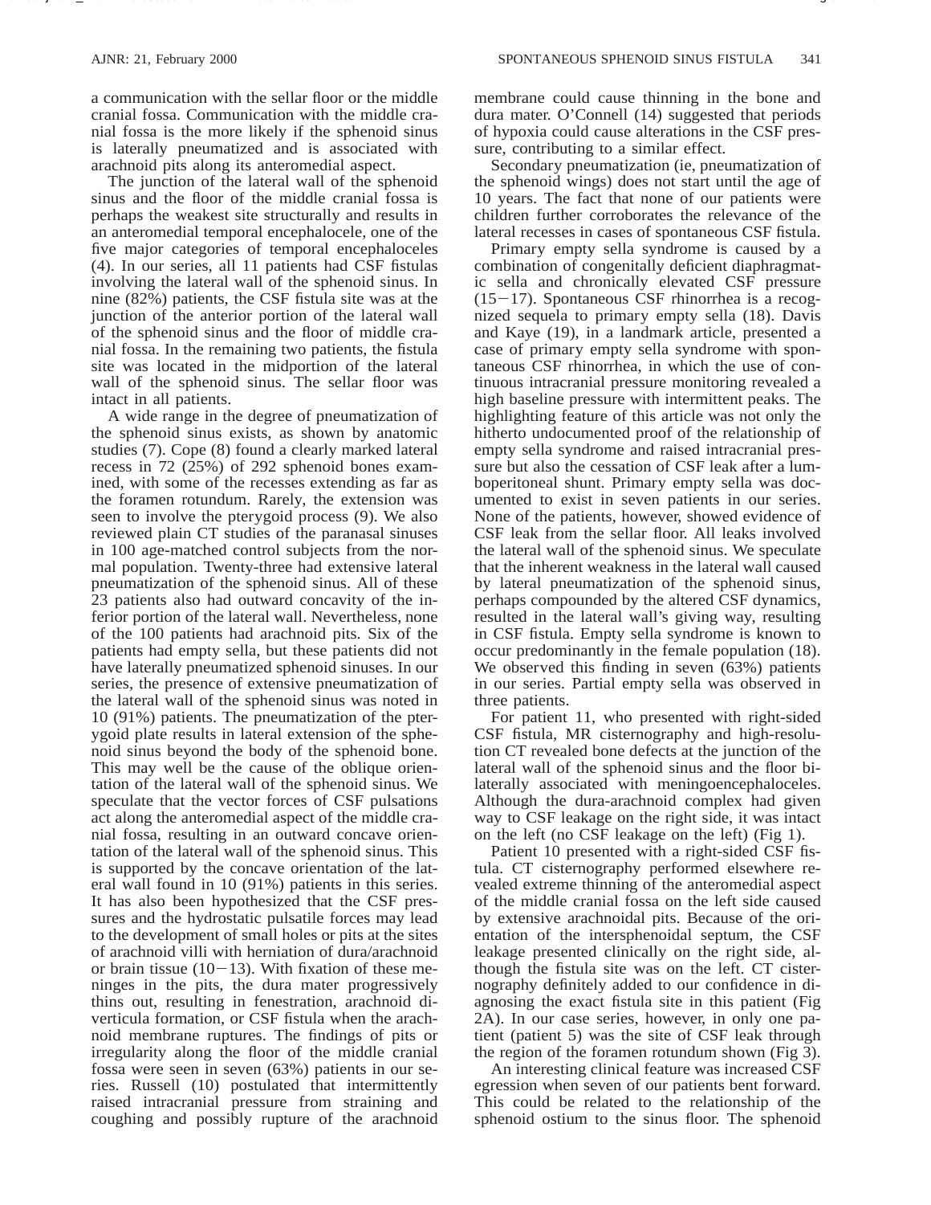a communication with the sellar floor or the middle cranial fossa. Communication with the middle cranial fossa is the more likely if the sphenoid sinus is laterally pneumatized and is associated with arachnoid pits along its anteromedial aspect.

The junction of the lateral wall of the sphenoid sinus and the floor of the middle cranial fossa is perhaps the weakest site structurally and results in an anteromedial temporal encephalocele, one of the five major categories of temporal encephaloceles (4). In our series, all 11 patients had CSF fistulas involving the lateral wall of the sphenoid sinus. In nine (82%) patients, the CSF fistula site was at the junction of the anterior portion of the lateral wall of the sphenoid sinus and the floor of middle cranial fossa. In the remaining two patients, the fistula site was located in the midportion of the lateral wall of the sphenoid sinus. The sellar floor was intact in all patients.

A wide range in the degree of pneumatization of the sphenoid sinus exists, as shown by anatomic studies (7). Cope (8) found a clearly marked lateral recess in 72 (25%) of 292 sphenoid bones examined, with some of the recesses extending as far as the foramen rotundum. Rarely, the extension was seen to involve the pterygoid process (9). We also reviewed plain CT studies of the paranasal sinuses in 100 age-matched control subjects from the normal population. Twenty-three had extensive lateral pneumatization of the sphenoid sinus. All of these 23 patients also had outward concavity of the inferior portion of the lateral wall. Nevertheless, none of the 100 patients had arachnoid pits. Six of the patients had empty sella, but these patients did not have laterally pneumatized sphenoid sinuses. In our series, the presence of extensive pneumatization of the lateral wall of the sphenoid sinus was noted in 10 (91%) patients. The pneumatization of the pterygoid plate results in lateral extension of the sphenoid sinus beyond the body of the sphenoid bone. This may well be the cause of the oblique orientation of the lateral wall of the sphenoid sinus. We speculate that the vector forces of CSF pulsations act along the anteromedial aspect of the middle cranial fossa, resulting in an outward concave orientation of the lateral wall of the sphenoid sinus. This is supported by the concave orientation of the lateral wall found in 10 (91%) patients in this series. It has also been hypothesized that the CSF pressures and the hydrostatic pulsatile forces may lead to the development of small holes or pits at the sites of arachnoid villi with herniation of dura/arachnoid or brain tissue (10−13). With fixation of these meninges in the pits, the dura mater progressively thins out, resulting in fenestration, arachnoid diverticula formation, or CSF fistula when the arachnoid membrane ruptures. The findings of pits or irregularity along the floor of the middle cranial fossa were seen in seven (63%) patients in our series. Russell (10) postulated that intermittently raised intracranial pressure from straining and coughing and possibly rupture of the arachnoid membrane could cause thinning in the bone and dura mater. O'Connell (14) suggested that periods of hypoxia could cause alterations in the CSF pressure, contributing to a similar effect.

Secondary pneumatization (ie, pneumatization of the sphenoid wings) does not start until the age of 10 years. The fact that none of our patients were children further corroborates the relevance of the lateral recesses in cases of spontaneous CSF fistula.

Primary empty sella syndrome is caused by a combination of congenitally deficient diaphragmatic sella and chronically elevated CSF pressure (15−17). Spontaneous CSF rhinorrhea is a recognized sequela to primary empty sella (18). Davis and Kaye (19), in a landmark article, presented a case of primary empty sella syndrome with spontaneous CSF rhinorrhea, in which the use of continuous intracranial pressure monitoring revealed a high baseline pressure with intermittent peaks. The highlighting feature of this article was not only the hitherto undocumented proof of the relationship of empty sella syndrome and raised intracranial pressure but also the cessation of CSF leak after a lumboperitoneal shunt. Primary empty sella was documented to exist in seven patients in our series. None of the patients, however, showed evidence of CSF leak from the sellar floor. All leaks involved the lateral wall of the sphenoid sinus. We speculate that the inherent weakness in the lateral wall caused by lateral pneumatization of the sphenoid sinus, perhaps compounded by the altered CSF dynamics, resulted in the lateral wall's giving way, resulting in CSF fistula. Empty sella syndrome is known to occur predominantly in the female population (18). We observed this finding in seven (63%) patients in our series. Partial empty sella was observed in three patients.

For patient 11, who presented with right-sided CSF fistula, MR cisternography and high-resolution CT revealed bone defects at the junction of the lateral wall of the sphenoid sinus and the floor bilaterally associated with meningoencephaloceles. Although the dura-arachnoid complex had given way to CSF leakage on the right side, it was intact on the left (no CSF leakage on the left) (Fig 1).

Patient 10 presented with a right-sided CSF fistula. CT cisternography performed elsewhere revealed extreme thinning of the anteromedial aspect of the middle cranial fossa on the left side caused by extensive arachnoidal pits. Because of the orientation of the intersphenoidal septum, the CSF leakage presented clinically on the right side, although the fistula site was on the left. CT cisternography definitely added to our confidence in diagnosing the exact fistula site in this patient (Fig 2A). In our case series, however, in only one patient (patient 5) was the site of CSF leak through the region of the foramen rotundum shown (Fig 3).

An interesting clinical feature was increased CSF egression when seven of our patients bent forward. This could be related to the relationship of the sphenoid ostium to the sinus floor. The sphenoid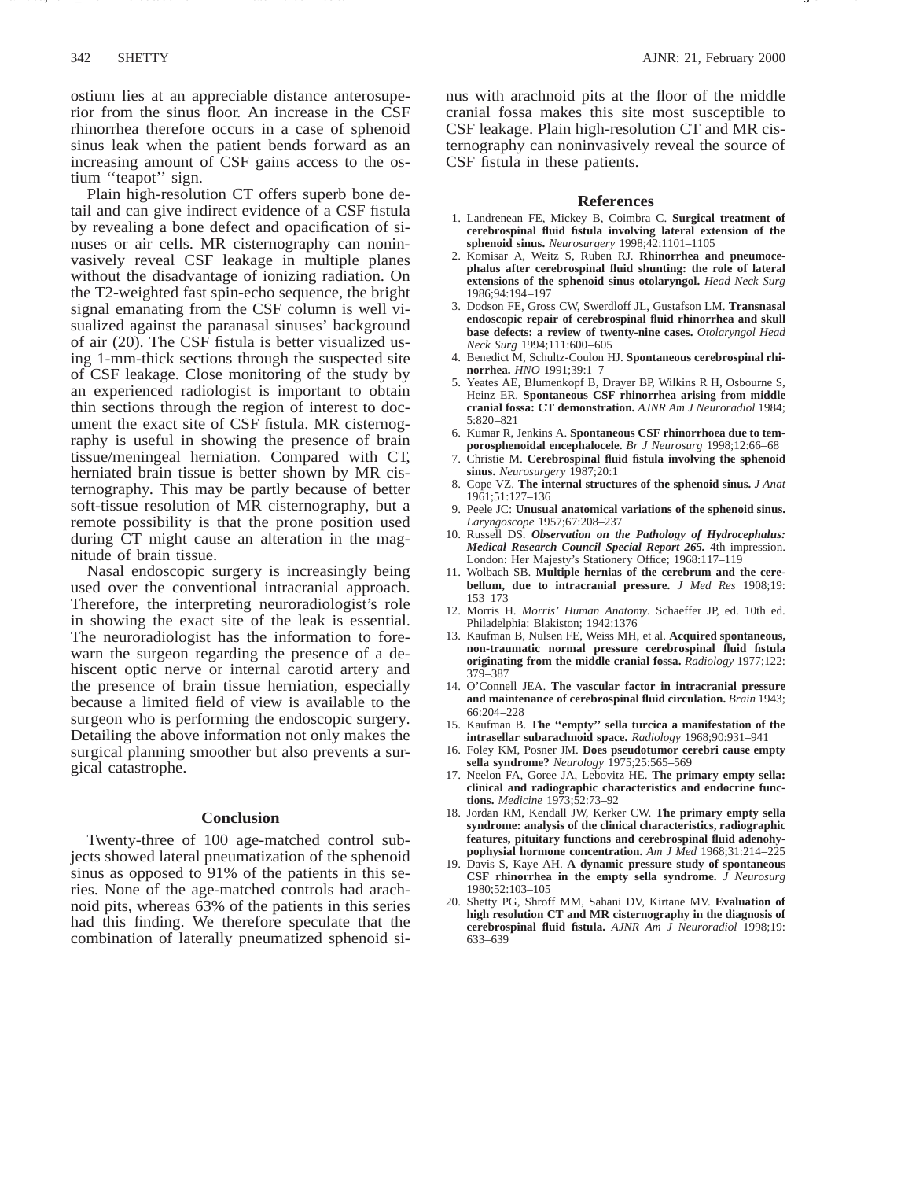ostium lies at an appreciable distance anterosuperior from the sinus floor. An increase in the CSF rhinorrhea therefore occurs in a case of sphenoid sinus leak when the patient bends forward as an increasing amount of CSF gains access to the ostium ''teapot'' sign.

Plain high-resolution CT offers superb bone detail and can give indirect evidence of a CSF fistula by revealing a bone defect and opacification of sinuses or air cells. MR cisternography can noninvasively reveal CSF leakage in multiple planes without the disadvantage of ionizing radiation. On the T2-weighted fast spin-echo sequence, the bright signal emanating from the CSF column is well visualized against the paranasal sinuses' background of air (20). The CSF fistula is better visualized using 1-mm-thick sections through the suspected site of CSF leakage. Close monitoring of the study by an experienced radiologist is important to obtain thin sections through the region of interest to document the exact site of CSF fistula. MR cisternography is useful in showing the presence of brain tissue/meningeal herniation. Compared with CT, herniated brain tissue is better shown by MR cisternography. This may be partly because of better soft-tissue resolution of MR cisternography, but a remote possibility is that the prone position used during CT might cause an alteration in the magnitude of brain tissue.

Nasal endoscopic surgery is increasingly being used over the conventional intracranial approach. Therefore, the interpreting neuroradiologist's role in showing the exact site of the leak is essential. The neuroradiologist has the information to forewarn the surgeon regarding the presence of a dehiscent optic nerve or internal carotid artery and the presence of brain tissue herniation, especially because a limited field of view is available to the surgeon who is performing the endoscopic surgery. Detailing the above information not only makes the surgical planning smoother but also prevents a surgical catastrophe.

## Conclusion

Twenty-three of 100 age-matched control subjects showed lateral pneumatization of the sphenoid sinus as opposed to 91% of the patients in this series. None of the age-matched controls had arachnoid pits, whereas 63% of the patients in this series had this finding. We therefore speculate that the combination of laterally pneumatized sphenoid sinus with arachnoid pits at the floor of the middle cranial fossa makes this site most susceptible to CSF leakage. Plain high-resolution CT and MR cisternography can noninvasively reveal the source of CSF fistula in these patients.

## References

1. Landrenean FE, Mickey B, Coimbra C. **Surgical treatment of cerebrospinal fluid fistula involving lateral extension of the sphenoid sinus.** *Neurosurgery* 1998;42:1101–1105
2. Komisar A, Weitz S, Ruben RJ. **Rhinorrhea and pneumocephalus after cerebrospinal fluid shunting: the role of lateral extensions of the sphenoid sinus otolaryngol.** *Head Neck Surg* 1986;94:194–197
3. Dodson FE, Gross CW, Swerdloff JL, Gustafson LM. **Transnasal endoscopic repair of cerebrospinal fluid rhinorrhea and skull base defects: a review of twenty-nine cases.** *Otolaryngol Head Neck Surg* 1994;111:600–605
4. Benedict M, Schultz-Coulon HJ. **Spontaneous cerebrospinal rhinorrhea.** *HNO* 1991;39:1–7
5. Yeates AE, Blumenkopf B, Drayer BP, Wilkins R H, Osbourne S, Heinz ER. **Spontaneous CSF rhinorrhea arising from middle cranial fossa: CT demonstration.** *AJNR Am J Neuroradiol* 1984; 5:820–821
6. Kumar R, Jenkins A. **Spontaneous CSF rhinorrhoea due to temporosphenoidal encephalocele.** *Br J Neurosurg* 1998;12:66–68
7. Christie M. **Cerebrospinal fluid fistula involving the sphenoid sinus.** *Neurosurgery* 1987;20:1
8. Cope VZ. **The internal structures of the sphenoid sinus.** *J Anat* 1961;51:127–136
9. Peele JC: **Unusual anatomical variations of the sphenoid sinus.** *Laryngoscope* 1957;67:208–237
10. Russell DS. ***Observation on the Pathology of Hydrocephalus: Medical Research Council Special Report 265.*** 4th impression. London: Her Majesty's Stationery Office; 1968:117–119
11. Wolbach SB. **Multiple hernias of the cerebrum and the cerebellum, due to intracranial pressure.** *J Med Res* 1908;19: 153–173
12. Morris H. *Morris' Human Anatomy.* Schaeffer JP, ed. 10th ed. Philadelphia: Blakiston; 1942:1376
13. Kaufman B, Nulsen FE, Weiss MH, et al. **Acquired spontaneous, non-traumatic normal pressure cerebrospinal fluid fistula originating from the middle cranial fossa.** *Radiology* 1977;122: 379–387
14. O'Connell JEA. **The vascular factor in intracranial pressure and maintenance of cerebrospinal fluid circulation.** *Brain* 1943; 66:204–228
15. Kaufman B. **The ''empty'' sella turcica a manifestation of the intrasellar subarachnoid space.** *Radiology* 1968;90:931–941
16. Foley KM, Posner JM. **Does pseudotumor cerebri cause empty sella syndrome?** *Neurology* 1975;25:565–569
17. Neelon FA, Goree JA, Lebovitz HE. **The primary empty sella: clinical and radiographic characteristics and endocrine functions.** *Medicine* 1973;52:73–92
18. Jordan RM, Kendall JW, Kerker CW. **The primary empty sella syndrome: analysis of the clinical characteristics, radiographic features, pituitary functions and cerebrospinal fluid adenohypophysial hormone concentration.** *Am J Med* 1968;31:214–225
19. Davis S, Kaye AH. **A dynamic pressure study of spontaneous CSF rhinorrhea in the empty sella syndrome.** *J Neurosurg* 1980;52:103–105
20. Shetty PG, Shroff MM, Sahani DV, Kirtane MV. **Evaluation of high resolution CT and MR cisternography in the diagnosis of cerebrospinal fluid fistula.** *AJNR Am J Neuroradiol* 1998;19: 633–639